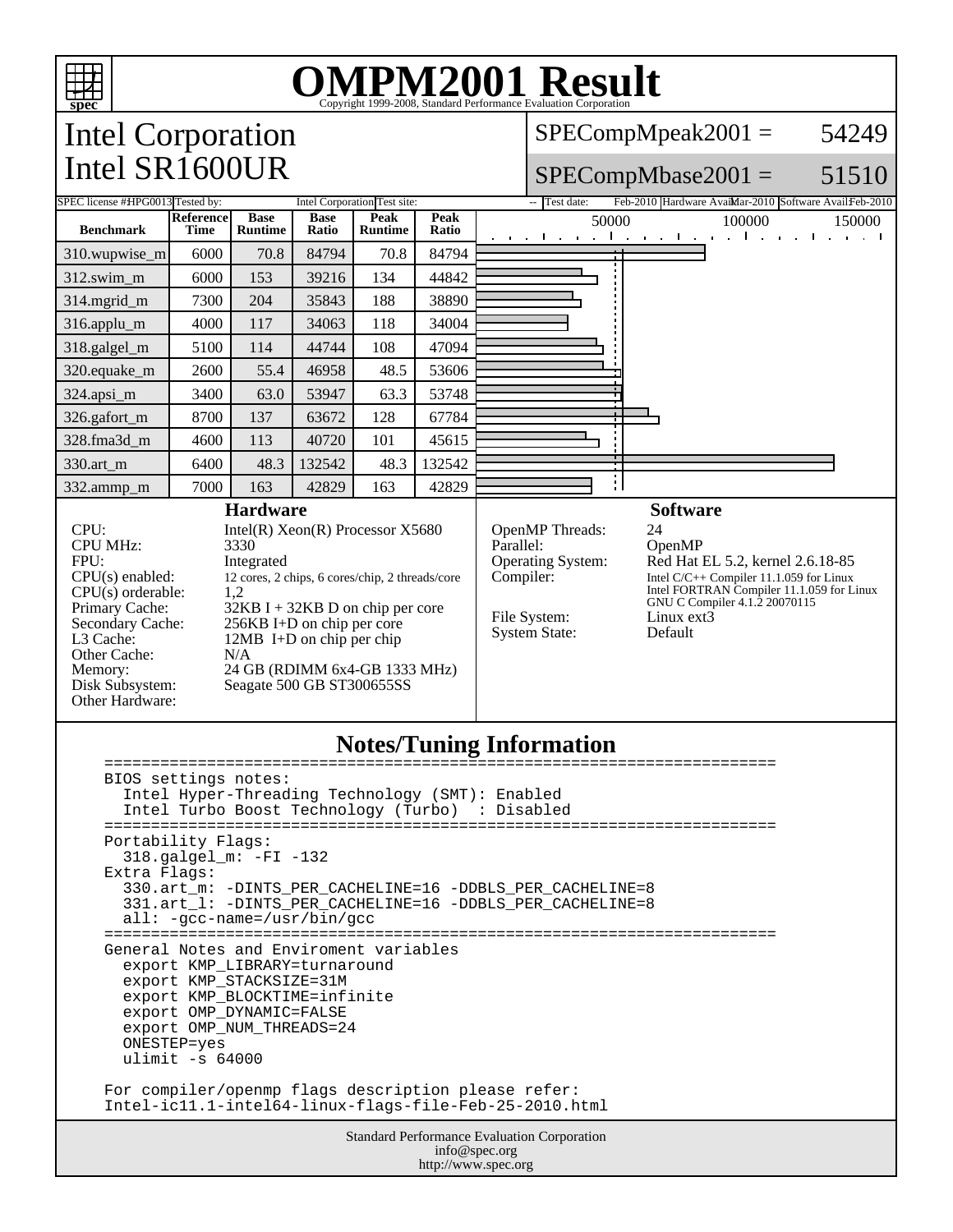# OMPM2001 Result

Copyright 1999-2008, Standard Performance Evaluation Corporation

## Intel Corporation
## Intel SR1600UR

SPECompMpeak2001 = 54249

SPECompMbase2001 = 51510

SPEC license #: HPG0013 | Tested by: Intel Corporation | Test site: -- | Test date: Feb-2010 | Hardware Avail: Mar-2010 | Software Avail: Feb-2010

| Benchmark | Reference Time | Base Runtime | Base Ratio | Peak Runtime | Peak Ratio |
|---|---|---|---|---|---|
| 310.wupwise_m | 6000 | 70.8 | 84794 | 70.8 | 84794 |
| 312.swim_m | 6000 | 153 | 39216 | 134 | 44842 |
| 314.mgrid_m | 7300 | 204 | 35843 | 188 | 38890 |
| 316.applu_m | 4000 | 117 | 34063 | 118 | 34004 |
| 318.galgel_m | 5100 | 114 | 44744 | 108 | 47094 |
| 320.equake_m | 2600 | 55.4 | 46958 | 48.5 | 53606 |
| 324.apsi_m | 3400 | 63.0 | 53947 | 63.3 | 53748 |
| 326.gafort_m | 8700 | 137 | 63672 | 128 | 67784 |
| 328.fma3d_m | 4600 | 113 | 40720 | 101 | 45615 |
| 330.art_m | 6400 | 48.3 | 132542 | 48.3 | 132542 |
| 332.ammp_m | 7000 | 163 | 42829 | 163 | 42829 |

### Hardware

| | |
|---|---|
| CPU: | Intel(R) Xeon(R) Processor X5680 |
| CPU MHz: | 3330 |
| FPU: | Integrated |
| CPU(s) enabled: | 12 cores, 2 chips, 6 cores/chip, 2 threads/core |
| CPU(s) orderable: | 1,2 |
| Primary Cache: | 32KB I + 32KB D on chip per core |
| Secondary Cache: | 256KB I+D on chip per core |
| L3 Cache: | 12MB I+D on chip per chip |
| Other Cache: | N/A |
| Memory: | 24 GB (RDIMM 6x4-GB 1333 MHz) |
| Disk Subsystem: | Seagate 500 GB ST300655SS |
| Other Hardware: | |

### Software

| | |
|---|---|
| OpenMP Threads: | 24 |
| Parallel: | OpenMP |
| Operating System: | Red Hat EL 5.2, kernel 2.6.18-85 |
| Compiler: | Intel C/C++ Compiler 11.1.059 for Linux<br>Intel FORTRAN Compiler 11.1.059 for Linux<br>GNU C Compiler 4.1.2 20070115 |
| File System: | Linux ext3 |
| System State: | Default |

### Notes/Tuning Information

```
=====================================================================
BIOS settings notes:
  Intel Hyper-Threading Technology (SMT): Enabled
  Intel Turbo Boost Technology (Turbo)  : Disabled
=====================================================================
Portability Flags:
  318.galgel_m: -FI -132
Extra Flags:
  330.art_m: -DINTS_PER_CACHELINE=16 -DDBLS_PER_CACHELINE=8
  331.art_l: -DINTS_PER_CACHELINE=16 -DDBLS_PER_CACHELINE=8
  all: -gcc-name=/usr/bin/gcc
=====================================================================
General Notes and Enviroment variables
  export KMP_LIBRARY=turnaround
  export KMP_STACKSIZE=31M
  export KMP_BLOCKTIME=infinite
  export OMP_DYNAMIC=FALSE
  export OMP_NUM_THREADS=24
  ONESTEP=yes
  ulimit -s 64000

For compiler/openmp flags description please refer:
Intel-ic11.1-intel64-linux-flags-file-Feb-25-2010.html
```

Standard Performance Evaluation Corporation
info@spec.org
http://www.spec.org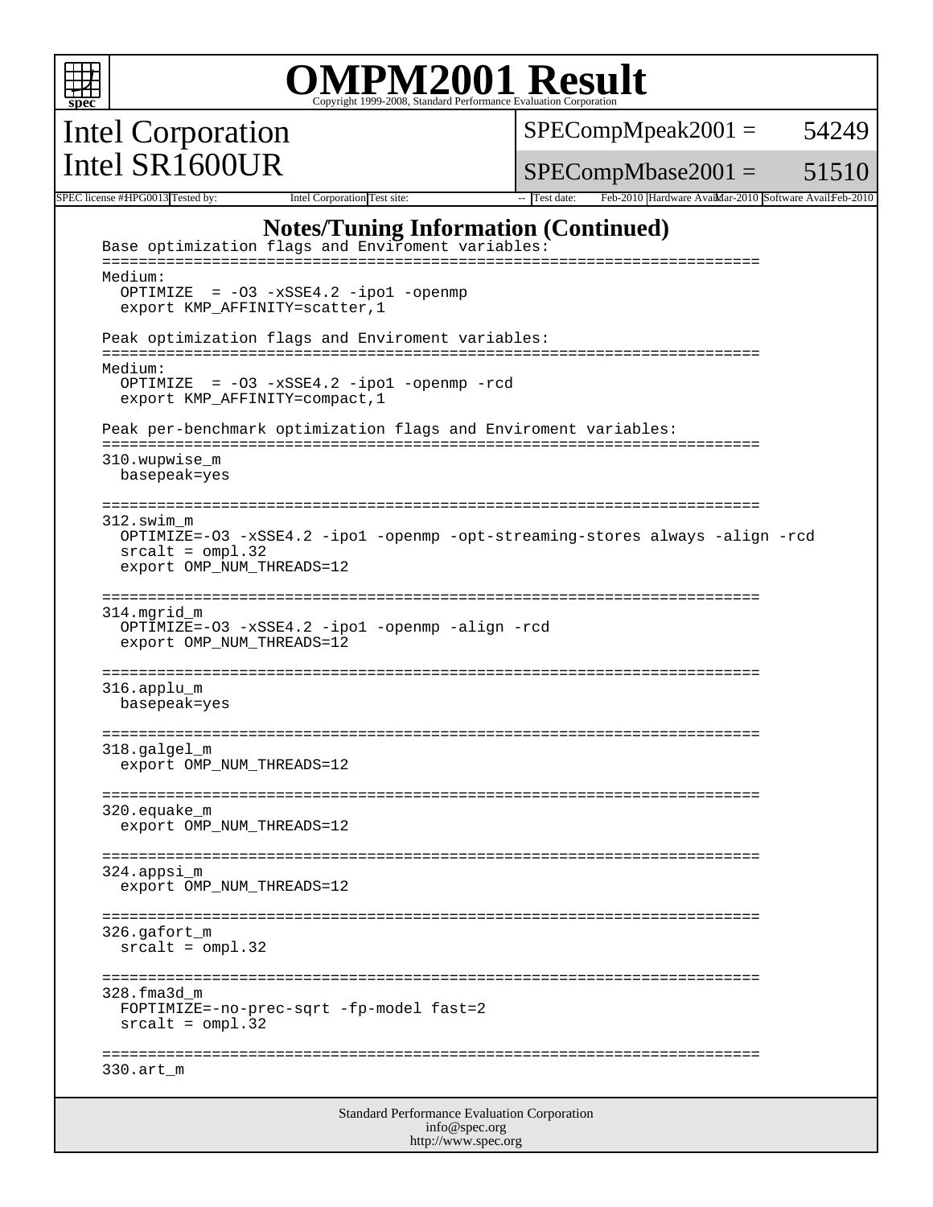# OMPM2001 Result

Copyright 1999-2008, Standard Performance Evaluation Corporation

## Intel Corporation
## Intel SR1600UR

SPECompMpeak2001 = 54249

SPECompMbase2001 = 51510

SPEC license #: HPG0013 | Tested by: Intel Corporation | Test site: -- | Test date: Feb-2010 | Hardware Avail: Mar-2010 | Software Avail: Feb-2010

## Notes/Tuning Information (Continued)

```
Base optimization flags and Enviroment variables:
=========================================================================
Medium:
  OPTIMIZE  = -O3 -xSSE4.2 -ipo1 -openmp
  export KMP_AFFINITY=scatter,1

Peak optimization flags and Enviroment variables:
=========================================================================
Medium:
  OPTIMIZE  = -O3 -xSSE4.2 -ipo1 -openmp -rcd
  export KMP_AFFINITY=compact,1

Peak per-benchmark optimization flags and Enviroment variables:
=========================================================================
310.wupwise_m
  basepeak=yes

=========================================================================
312.swim_m
  OPTIMIZE=-O3 -xSSE4.2 -ipo1 -openmp -opt-streaming-stores always -align -rcd
  srcalt = ompl.32
  export OMP_NUM_THREADS=12

=========================================================================
314.mgrid_m
  OPTIMIZE=-O3 -xSSE4.2 -ipo1 -openmp -align -rcd
  export OMP_NUM_THREADS=12

=========================================================================
316.applu_m
  basepeak=yes

=========================================================================
318.galgel_m
  export OMP_NUM_THREADS=12

=========================================================================
320.equake_m
  export OMP_NUM_THREADS=12

=========================================================================
324.appsi_m
  export OMP_NUM_THREADS=12

=========================================================================
326.gafort_m
  srcalt = ompl.32

=========================================================================
328.fma3d_m
  FOPTIMIZE=-no-prec-sqrt -fp-model fast=2
  srcalt = ompl.32

=========================================================================
330.art_m
```

Standard Performance Evaluation Corporation
info@spec.org
http://www.spec.org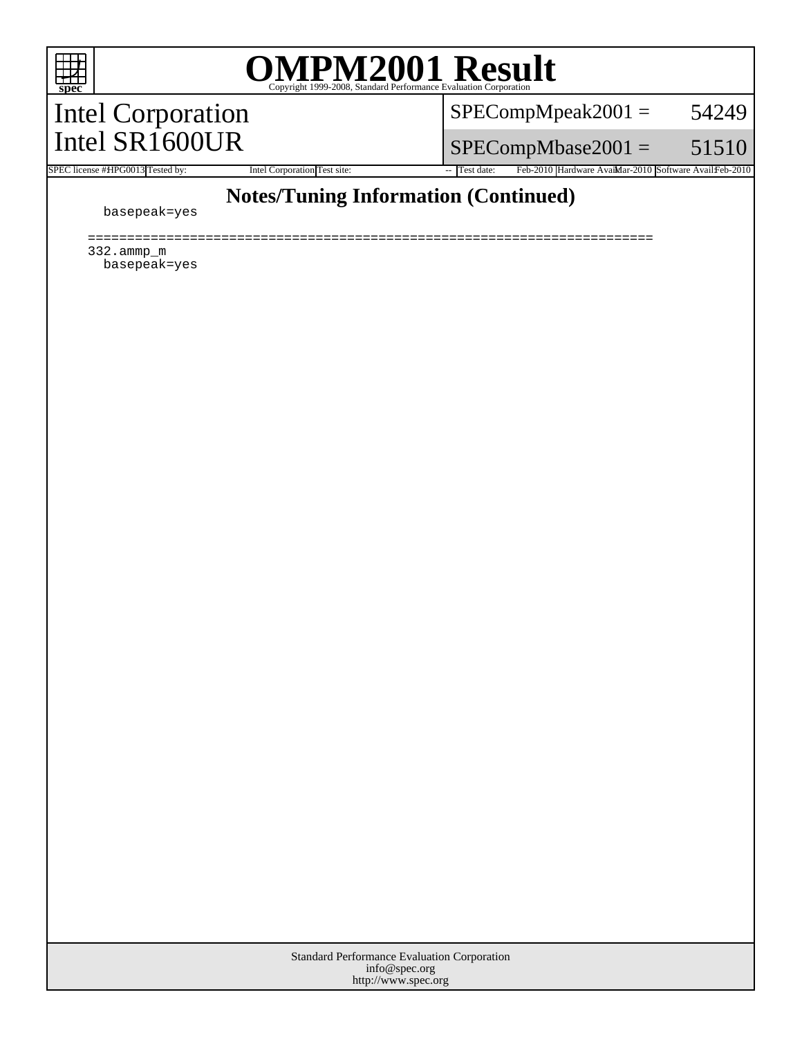## Notes/Tuning Information (Continued)

```
  basepeak=yes

========================================================================
332.ammp_m
  basepeak=yes
```